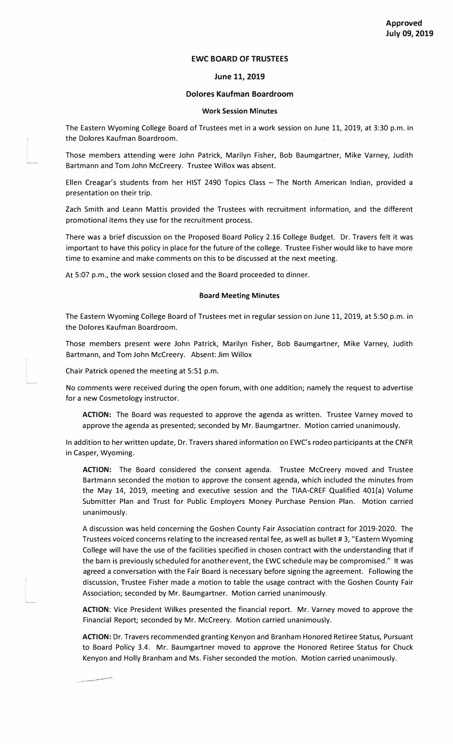**Approved**
**July 09, 2019**

# EWC BOARD OF TRUSTEES

## June 11, 2019

## Dolores Kaufman Boardroom

### Work Session Minutes

The Eastern Wyoming College Board of Trustees met in a work session on June 11, 2019, at 3:30 p.m. in the Dolores Kaufman Boardroom.

Those members attending were John Patrick, Marilyn Fisher, Bob Baumgartner, Mike Varney, Judith Bartmann and Tom John McCreery. Trustee Willox was absent.

Ellen Creagar's students from her HIST 2490 Topics Class – The North American Indian, provided a presentation on their trip.

Zach Smith and Leann Mattis provided the Trustees with recruitment information, and the different promotional items they use for the recruitment process.

There was a brief discussion on the Proposed Board Policy 2.16 College Budget. Dr. Travers felt it was important to have this policy in place for the future of the college. Trustee Fisher would like to have more time to examine and make comments on this to be discussed at the next meeting.

At 5:07 p.m., the work session closed and the Board proceeded to dinner.

### Board Meeting Minutes

The Eastern Wyoming College Board of Trustees met in regular session on June 11, 2019, at 5:50 p.m. in the Dolores Kaufman Boardroom.

Those members present were John Patrick, Marilyn Fisher, Bob Baumgartner, Mike Varney, Judith Bartmann, and Tom John McCreery. Absent: Jim Willox

Chair Patrick opened the meeting at 5:51 p.m.

No comments were received during the open forum, with one addition; namely the request to advertise for a new Cosmetology instructor.

> **ACTION:** The Board was requested to approve the agenda as written. Trustee Varney moved to approve the agenda as presented; seconded by Mr. Baumgartner. Motion carried unanimously.

In addition to her written update, Dr. Travers shared information on EWC's rodeo participants at the CNFR in Casper, Wyoming.

> **ACTION:** The Board considered the consent agenda. Trustee McCreery moved and Trustee Bartmann seconded the motion to approve the consent agenda, which included the minutes from the May 14, 2019, meeting and executive session and the TIAA-CREF Qualified 401(a) Volume Submitter Plan and Trust for Public Employers Money Purchase Pension Plan. Motion carried unanimously.
>
> A discussion was held concerning the Goshen County Fair Association contract for 2019-2020. The Trustees voiced concerns relating to the increased rental fee, as well as bullet # 3, "Eastern Wyoming College will have the use of the facilities specified in chosen contract with the understanding that if the barn is previously scheduled for another event, the EWC schedule may be compromised." It was agreed a conversation with the Fair Board is necessary before signing the agreement. Following the discussion, Trustee Fisher made a motion to table the usage contract with the Goshen County Fair Association; seconded by Mr. Baumgartner. Motion carried unanimously.
>
> **ACTION**: Vice President Wilkes presented the financial report. Mr. Varney moved to approve the Financial Report; seconded by Mr. McCreery. Motion carried unanimously.
>
> **ACTION:** Dr. Travers recommended granting Kenyon and Branham Honored Retiree Status, Pursuant to Board Policy 3.4. Mr. Baumgartner moved to approve the Honored Retiree Status for Chuck Kenyon and Holly Branham and Ms. Fisher seconded the motion. Motion carried unanimously.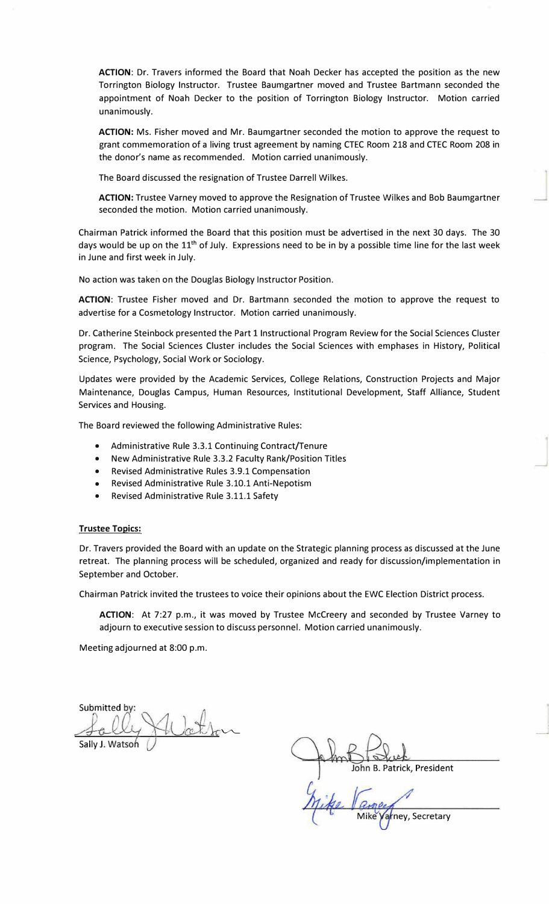**ACTION**: Dr. Travers informed the Board that Noah Decker has accepted the position as the new Torrington Biology Instructor. Trustee Baumgartner moved and Trustee Bartmann seconded the appointment of Noah Decker to the position of Torrington Biology Instructor. Motion carried unanimously.

**ACTION:** Ms. Fisher moved and Mr. Baumgartner seconded the motion to approve the request to grant commemoration of a living trust agreement by naming CTEC Room 218 and CTEC Room 208 in the donor's name as recommended. Motion carried unanimously.

The Board discussed the resignation of Trustee Darrell Wilkes.

**ACTION:** Trustee Varney moved to approve the Resignation of Trustee Wilkes and Bob Baumgartner seconded the motion. Motion carried unanimously.

Chairman Patrick informed the Board that this position must be advertised in the next 30 days. The 30 days would be up on the 11th of July. Expressions need to be in by a possible time line for the last week in June and first week in July.

No action was taken on the Douglas Biology Instructor Position.

**ACTION**: Trustee Fisher moved and Dr. Bartmann seconded the motion to approve the request to advertise for a Cosmetology Instructor. Motion carried unanimously.

Dr. Catherine Steinbock presented the Part 1 Instructional Program Review for the Social Sciences Cluster program. The Social Sciences Cluster includes the Social Sciences with emphases in History, Political Science, Psychology, Social Work or Sociology.

Updates were provided by the Academic Services, College Relations, Construction Projects and Major Maintenance, Douglas Campus, Human Resources, Institutional Development, Staff Alliance, Student Services and Housing.

The Board reviewed the following Administrative Rules:

- Administrative Rule 3.3.1 Continuing Contract/Tenure
- New Administrative Rule 3.3.2 Faculty Rank/Position Titles
- Revised Administrative Rules 3.9.1 Compensation
- Revised Administrative Rule 3.10.1 Anti-Nepotism
- Revised Administrative Rule 3.11.1 Safety

**Trustee Topics:**

Dr. Travers provided the Board with an update on the Strategic planning process as discussed at the June retreat. The planning process will be scheduled, organized and ready for discussion/implementation in September and October.

Chairman Patrick invited the trustees to voice their opinions about the EWC Election District process.

**ACTION**: At 7:27 p.m., it was moved by Trustee McCreery and seconded by Trustee Varney to adjourn to executive session to discuss personnel. Motion carried unanimously.

Meeting adjourned at 8:00 p.m.

Submitted by:

Sally J. Watson

John B. Patrick, President

Mike Varney, Secretary